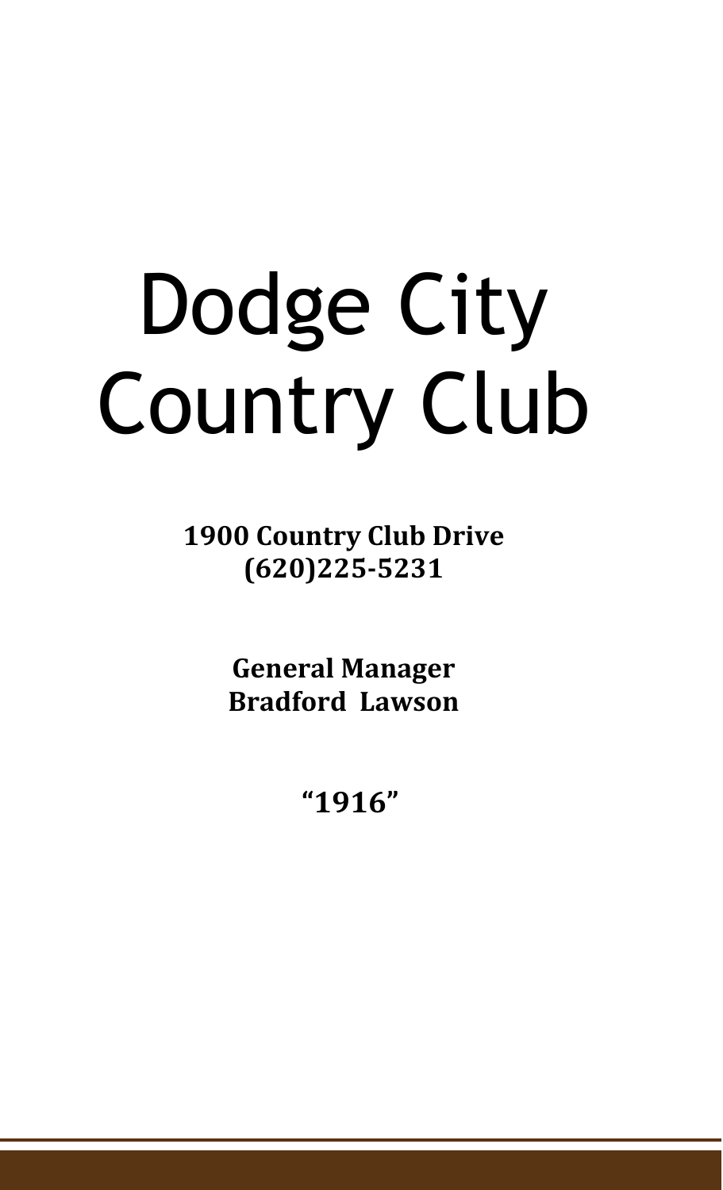# Dodge City Country Club

**1900 Country Club Drive**
**(620)225-5231**

**General Manager**
**Bradford Lawson**

**"1916"**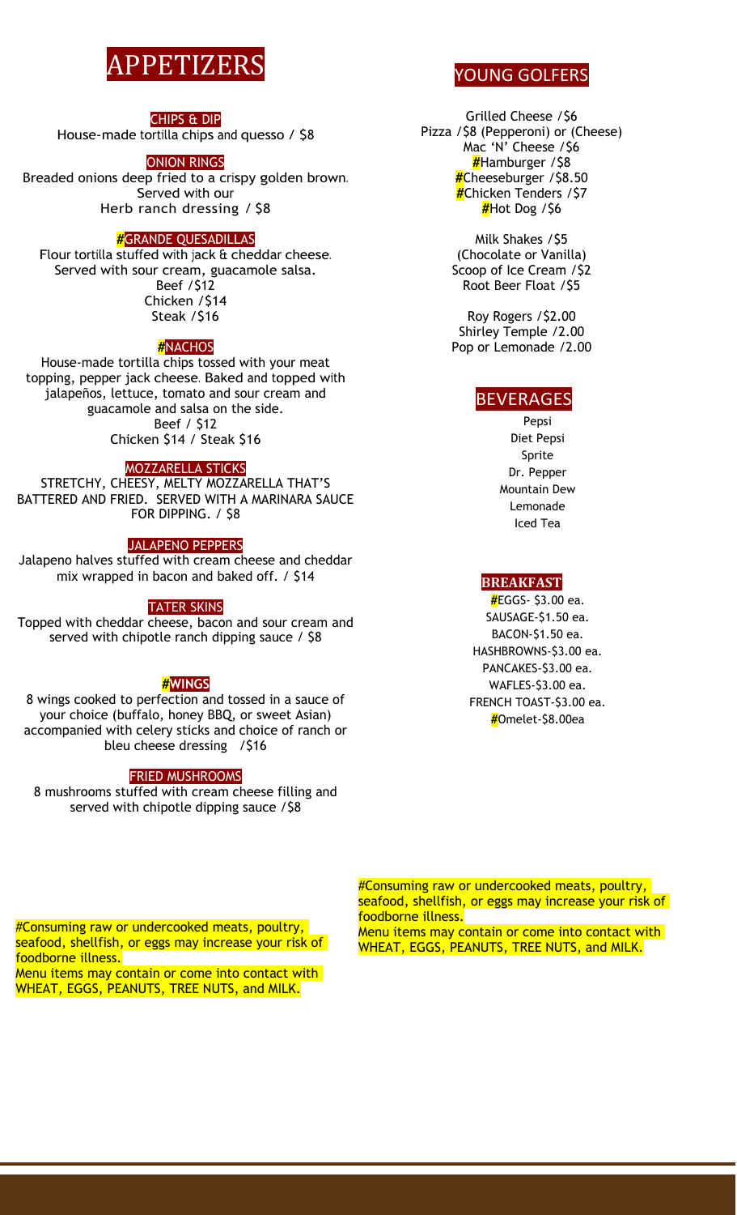# APPETIZERS

## CHIPS & DIP

House-made tortilla chips and quesso / $8

## ONION RINGS

Breaded onions deep fried to a crispy golden brown. Served with our Herb ranch dressing / $8

## #GRANDE QUESADILLAS

Flour tortilla stuffed with jack & cheddar cheese. Served with sour cream, guacamole salsa.

Beef /$12
Chicken /$14
Steak /$16

## #NACHOS

House-made tortilla chips tossed with your meat topping, pepper jack cheese. Baked and topped with jalapeños, lettuce, tomato and sour cream and guacamole and salsa on the side.

Beef / $12
Chicken $14 / Steak $16

## MOZZARELLA STICKS

STRETCHY, CHEESY, MELTY MOZZARELLA THAT'S BATTERED AND FRIED. SERVED WITH A MARINARA SAUCE FOR DIPPING. / $8

## JALAPENO PEPPERS

Jalapeno halves stuffed with cream cheese and cheddar mix wrapped in bacon and baked off. / $14

## TATER SKINS

Topped with cheddar cheese, bacon and sour cream and served with chipotle ranch dipping sauce / $8

## #WINGS

8 wings cooked to perfection and tossed in a sauce of your choice (buffalo, honey BBQ, or sweet Asian) accompanied with celery sticks and choice of ranch or bleu cheese dressing /$16

## FRIED MUSHROOMS

8 mushrooms stuffed with cream cheese filling and served with chipotle dipping sauce /$8

#Consuming raw or undercooked meats, poultry, seafood, shellfish, or eggs may increase your risk of foodborne illness.
Menu items may contain or come into contact with WHEAT, EGGS, PEANUTS, TREE NUTS, and MILK.

# YOUNG GOLFERS

Grilled Cheese /$6
Pizza /$8 (Pepperoni) or (Cheese)
Mac 'N' Cheese /$6
#Hamburger /$8
#Cheeseburger /$8.50
#Chicken Tenders /$7
#Hot Dog /$6

Milk Shakes /$5
(Chocolate or Vanilla)
Scoop of Ice Cream /$2
Root Beer Float /$5

Roy Rogers /$2.00
Shirley Temple /2.00
Pop or Lemonade /2.00

# BEVERAGES

Pepsi
Diet Pepsi
Sprite
Dr. Pepper
Mountain Dew
Lemonade
Iced Tea

# BREAKFAST

#EGGS- $3.00 ea.
SAUSAGE-$1.50 ea.
BACON-$1.50 ea.
HASHBROWNS-$3.00 ea.
PANCAKES-$3.00 ea.
WAFLES-$3.00 ea.
FRENCH TOAST-$3.00 ea.
#Omelet-$8.00ea

#Consuming raw or undercooked meats, poultry, seafood, shellfish, or eggs may increase your risk of foodborne illness.
Menu items may contain or come into contact with WHEAT, EGGS, PEANUTS, TREE NUTS, and MILK.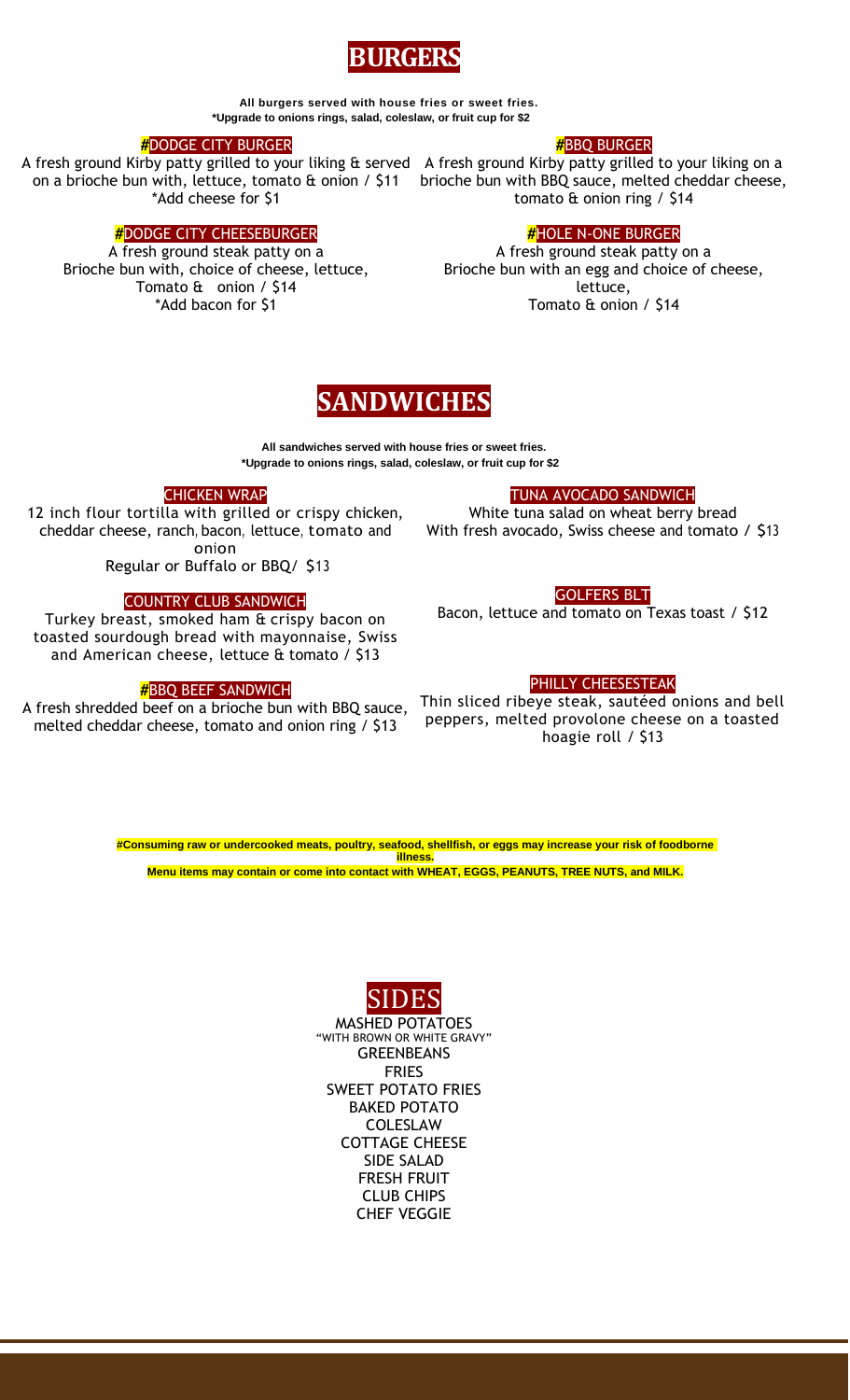# BURGERS

**All burgers served with house fries or sweet fries.**
***Upgrade to onions rings, salad, coleslaw, or fruit cup for $2**

### #DODGE CITY BURGER

A fresh ground Kirby patty grilled to your liking & served on a brioche bun with, lettuce, tomato & onion / $11
*Add cheese for $1

### #DODGE CITY CHEESEBURGER

A fresh ground steak patty on a Brioche bun with, choice of cheese, lettuce, Tomato & onion / $14
*Add bacon for $1

### #BBQ BURGER

A fresh ground Kirby patty grilled to your liking on a brioche bun with BBQ sauce, melted cheddar cheese, tomato & onion ring / $14

### #HOLE N-ONE BURGER

A fresh ground steak patty on a Brioche bun with an egg and choice of cheese, lettuce, Tomato & onion / $14

# SANDWICHES

**All sandwiches served with house fries or sweet fries.**
***Upgrade to onions rings, salad, coleslaw, or fruit cup for $2**

### CHICKEN WRAP

12 inch flour tortilla with grilled or crispy chicken, cheddar cheese, ranch, bacon, lettuce, tomato and onion
Regular or Buffalo or BBQ/ $13

### COUNTRY CLUB SANDWICH

Turkey breast, smoked ham & crispy bacon on toasted sourdough bread with mayonnaise, Swiss and American cheese, lettuce & tomato / $13

### #BBQ BEEF SANDWICH

A fresh shredded beef on a brioche bun with BBQ sauce, melted cheddar cheese, tomato and onion ring / $13

### TUNA AVOCADO SANDWICH

White tuna salad on wheat berry bread With fresh avocado, Swiss cheese and tomato / $13

### GOLFERS BLT

Bacon, lettuce and tomato on Texas toast / $12

### PHILLY CHEESESTEAK

Thin sliced ribeye steak, sautéed onions and bell peppers, melted provolone cheese on a toasted hoagie roll / $13

**#Consuming raw or undercooked meats, poultry, seafood, shellfish, or eggs may increase your risk of foodborne illness.**
**Menu items may contain or come into contact with WHEAT, EGGS, PEANUTS, TREE NUTS, and MILK.**

# SIDES

MASHED POTATOES
"WITH BROWN OR WHITE GRAVY"
GREENBEANS
FRIES
SWEET POTATO FRIES
BAKED POTATO
COLESLAW
COTTAGE CHEESE
SIDE SALAD
FRESH FRUIT
CLUB CHIPS
CHEF VEGGIE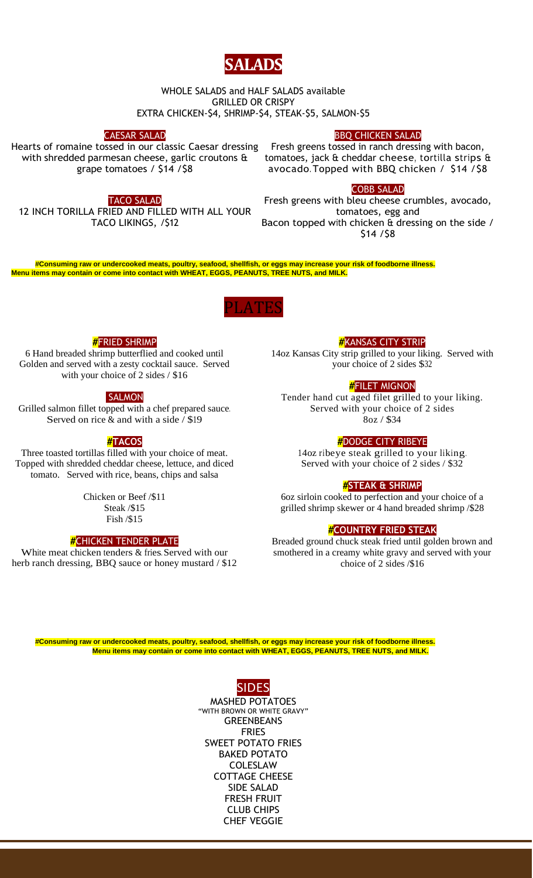# SALADS

WHOLE SALADS and HALF SALADS available
GRILLED OR CRISPY
EXTRA CHICKEN-$4, SHRIMP-$4, STEAK-$5, SALMON-$5

### CAESAR SALAD

Hearts of romaine tossed in our classic Caesar dressing with shredded parmesan cheese, garlic croutons & grape tomatoes / $14 /$8

### TACO SALAD

12 INCH TORILLA FRIED AND FILLED WITH ALL YOUR TACO LIKINGS, /$12

### BBQ CHICKEN SALAD

Fresh greens tossed in ranch dressing with bacon, tomatoes, jack & cheddar cheese, tortilla strips & avocado. Topped with BBQ chicken / $14 /$8

### COBB SALAD

Fresh greens with bleu cheese crumbles, avocado, tomatoes, egg and
Bacon topped with chicken & dressing on the side / $14 /$8

**#Consuming raw or undercooked meats, poultry, seafood, shellfish, or eggs may increase your risk of foodborne illness.**
**Menu items may contain or come into contact with WHEAT, EGGS, PEANUTS, TREE NUTS, and MILK.**

# PLATES

### #FRIED SHRIMP

6 Hand breaded shrimp butterflied and cooked until Golden and served with a zesty cocktail sauce. Served with your choice of 2 sides / $16

### SALMON

Grilled salmon fillet topped with a chef prepared sauce. Served on rice & and with a side / $19

### #TACOS

Three toasted tortillas filled with your choice of meat. Topped with shredded cheddar cheese, lettuce, and diced tomato. Served with rice, beans, chips and salsa

Chicken or Beef /$11
Steak /$15
Fish /$15

### #CHICKEN TENDER PLATE

White meat chicken tenders & fries. Served with our herb ranch dressing, BBQ sauce or honey mustard / $12

### #KANSAS CITY STRIP

14oz Kansas City strip grilled to your liking. Served with your choice of 2 sides $32

### #FILET MIGNON

Tender hand cut aged filet grilled to your liking. Served with your choice of 2 sides
8oz / $34

### #DODGE CITY RIBEYE

14oz ribeye steak grilled to your liking. Served with your choice of 2 sides / $32

### #STEAK & SHRIMP

6oz sirloin cooked to perfection and your choice of a grilled shrimp skewer or 4 hand breaded shrimp /$28

### #COUNTRY FRIED STEAK

Breaded ground chuck steak fried until golden brown and smothered in a creamy white gravy and served with your choice of 2 sides /$16

**#Consuming raw or undercooked meats, poultry, seafood, shellfish, or eggs may increase your risk of foodborne illness.**
**Menu items may contain or come into contact with WHEAT, EGGS, PEANUTS, TREE NUTS, and MILK.**

# SIDES

MASHED POTATOES
"WITH BROWN OR WHITE GRAVY"
GREENBEANS
FRIES
SWEET POTATO FRIES
BAKED POTATO
COLESLAW
COTTAGE CHEESE
SIDE SALAD
FRESH FRUIT
CLUB CHIPS
CHEF VEGGIE